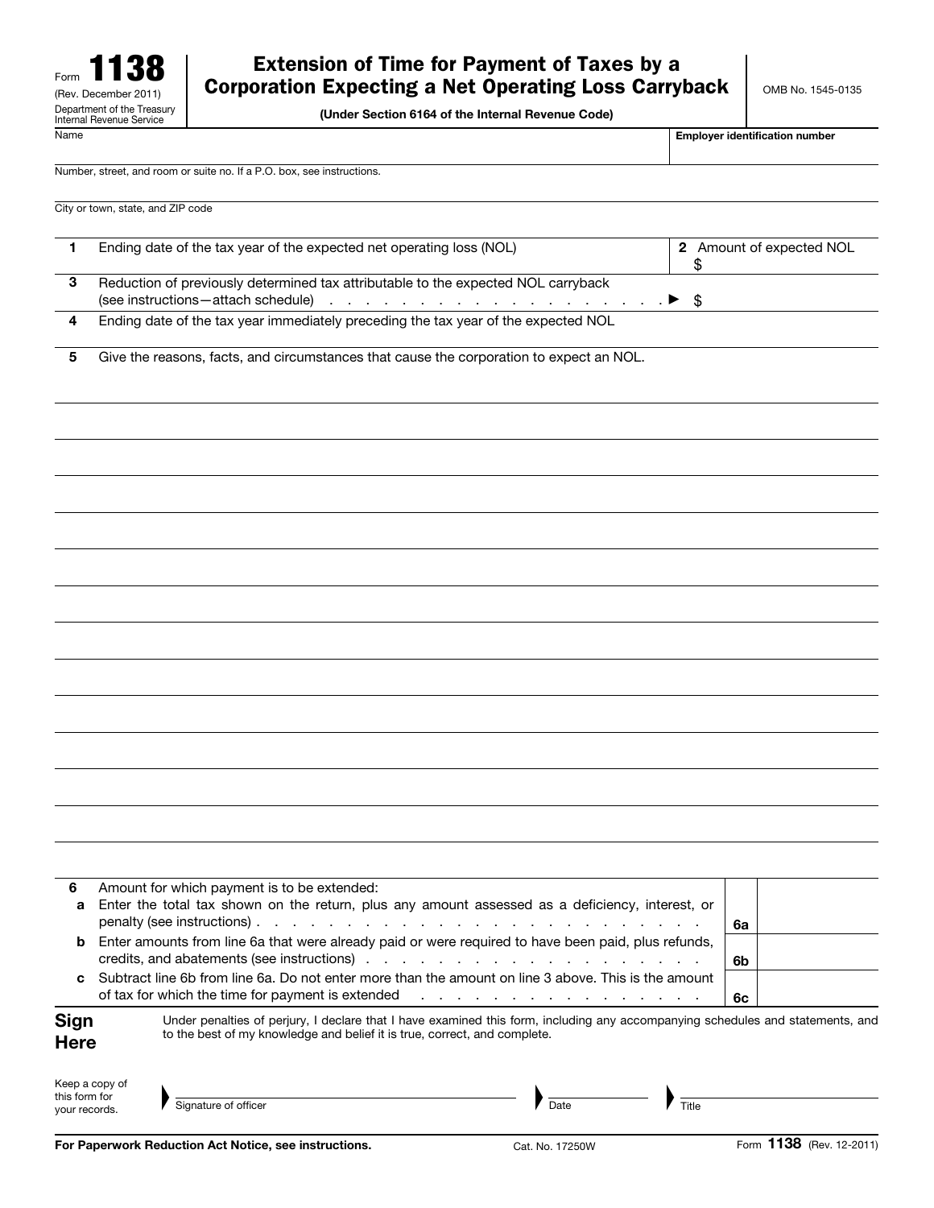Form **1138**
(Rev. December 2011)
Department of the Treasury
Internal Revenue Service

# Extension of Time for Payment of Taxes by a Corporation Expecting a Net Operating Loss Carryback

**(Under Section 6164 of the Internal Revenue Code)**

OMB No. 1545-0135

| Name | Employer identification number |
|---|---|
| | |
| Number, street, and room or suite no. If a P.O. box, see instructions. | |
| City or town, state, and ZIP code | |

| | | |
|---|---|---|
| **1** | Ending date of the tax year of the expected net operating loss (NOL) | **2** Amount of expected NOL $ |
| **3** | Reduction of previously determined tax attributable to the expected NOL carryback (see instructions—attach schedule) . . . . . . . . . . . . . . . . . . . . . . ▶ | $ |
| **4** | Ending date of the tax year immediately preceding the tax year of the expected NOL | |
| **5** | Give the reasons, facts, and circumstances that cause the corporation to expect an NOL. | |

| | | | |
|---|---|---|---|
| **6** | Amount for which payment is to be extended: | | |
| **a** | Enter the total tax shown on the return, plus any amount assessed as a deficiency, interest, or penalty (see instructions) . . . . . . . . . . . . . . . . . . . . . . . . . . | **6a** | |
| **b** | Enter amounts from line 6a that were already paid or were required to have been paid, plus refunds, credits, and abatements (see instructions) . . . . . . . . . . . . . . . . . . . . | **6b** | |
| **c** | Subtract line 6b from line 6a. Do not enter more than the amount on line 3 above. This is the amount of tax for which the time for payment is extended . . . . . . . . . . . . . . . . . | **6c** | |

## Sign Here

Under penalties of perjury, I declare that I have examined this form, including any accompanying schedules and statements, and to the best of my knowledge and belief it is true, correct, and complete.

Keep a copy of this form for your records.

▶ Signature of officer ▶ Date ▶ Title

**For Paperwork Reduction Act Notice, see instructions.** Cat. No. 17250W Form **1138** (Rev. 12-2011)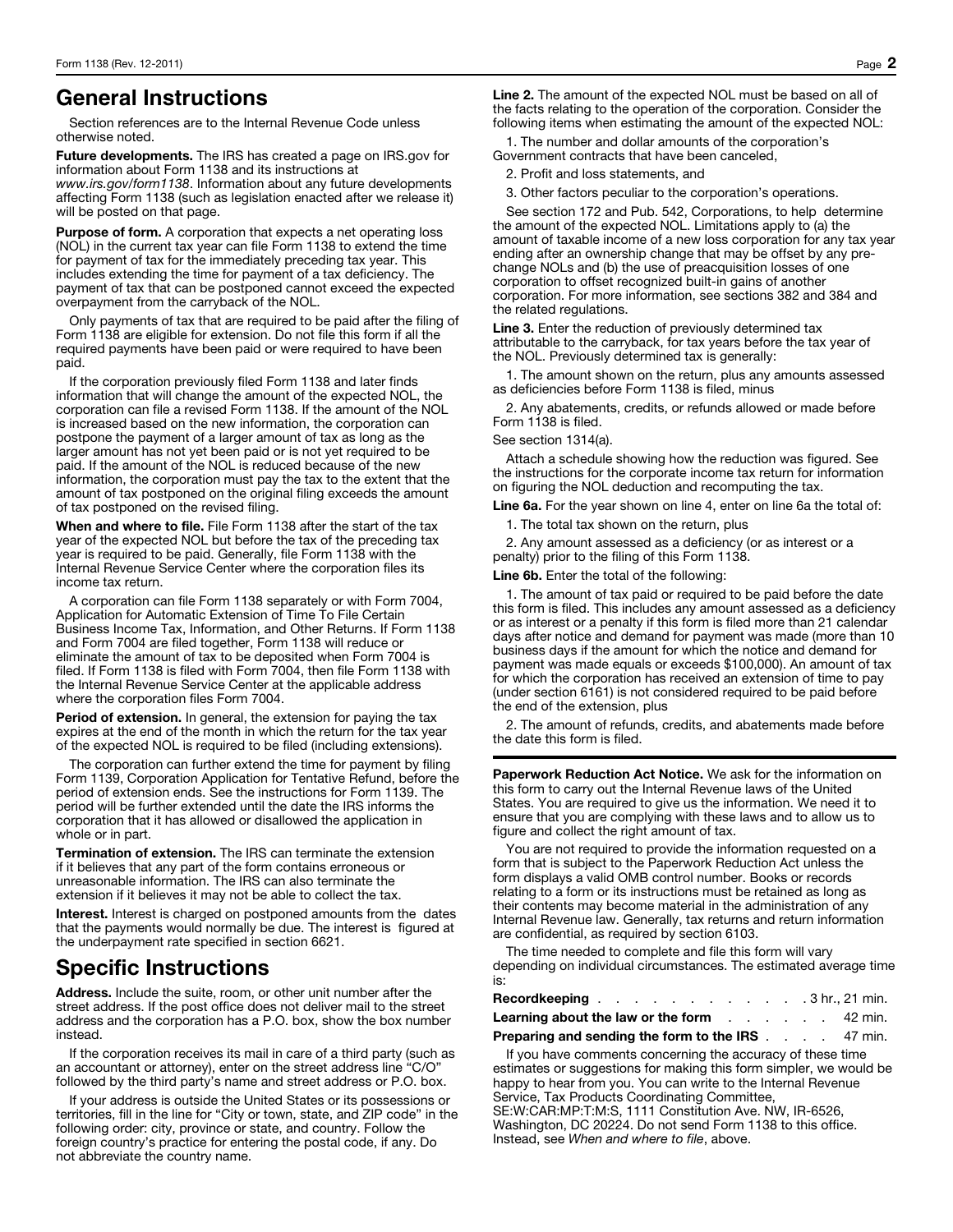## General Instructions

Section references are to the Internal Revenue Code unless otherwise noted.

**Future developments.** The IRS has created a page on IRS.gov for information about Form 1138 and its instructions at *www.irs.gov/form1138*. Information about any future developments affecting Form 1138 (such as legislation enacted after we release it) will be posted on that page.

**Purpose of form.** A corporation that expects a net operating loss (NOL) in the current tax year can file Form 1138 to extend the time for payment of tax for the immediately preceding tax year. This includes extending the time for payment of a tax deficiency. The payment of tax that can be postponed cannot exceed the expected overpayment from the carryback of the NOL.

Only payments of tax that are required to be paid after the filing of Form 1138 are eligible for extension. Do not file this form if all the required payments have been paid or were required to have been paid.

If the corporation previously filed Form 1138 and later finds information that will change the amount of the expected NOL, the corporation can file a revised Form 1138. If the amount of the NOL is increased based on the new information, the corporation can postpone the payment of a larger amount of tax as long as the larger amount has not yet been paid or is not yet required to be paid. If the amount of the NOL is reduced because of the new information, the corporation must pay the tax to the extent that the amount of tax postponed on the original filing exceeds the amount of tax postponed on the revised filing.

**When and where to file.** File Form 1138 after the start of the tax year of the expected NOL but before the tax of the preceding tax year is required to be paid. Generally, file Form 1138 with the Internal Revenue Service Center where the corporation files its income tax return.

A corporation can file Form 1138 separately or with Form 7004, Application for Automatic Extension of Time To File Certain Business Income Tax, Information, and Other Returns. If Form 1138 and Form 7004 are filed together, Form 1138 will reduce or eliminate the amount of tax to be deposited when Form 7004 is filed. If Form 1138 is filed with Form 7004, then file Form 1138 with the Internal Revenue Service Center at the applicable address where the corporation files Form 7004.

**Period of extension.** In general, the extension for paying the tax expires at the end of the month in which the return for the tax year of the expected NOL is required to be filed (including extensions).

The corporation can further extend the time for payment by filing Form 1139, Corporation Application for Tentative Refund, before the period of extension ends. See the instructions for Form 1139. The period will be further extended until the date the IRS informs the corporation that it has allowed or disallowed the application in whole or in part.

**Termination of extension.** The IRS can terminate the extension if it believes that any part of the form contains erroneous or unreasonable information. The IRS can also terminate the extension if it believes it may not be able to collect the tax.

**Interest.** Interest is charged on postponed amounts from the dates that the payments would normally be due. The interest is figured at the underpayment rate specified in section 6621.

## Specific Instructions

**Address.** Include the suite, room, or other unit number after the street address. If the post office does not deliver mail to the street address and the corporation has a P.O. box, show the box number instead.

If the corporation receives its mail in care of a third party (such as an accountant or attorney), enter on the street address line "C/O" followed by the third party's name and street address or P.O. box.

If your address is outside the United States or its possessions or territories, fill in the line for "City or town, state, and ZIP code" in the following order: city, province or state, and country. Follow the foreign country's practice for entering the postal code, if any. Do not abbreviate the country name.

**Line 2.** The amount of the expected NOL must be based on all of the facts relating to the operation of the corporation. Consider the following items when estimating the amount of the expected NOL:

1. The number and dollar amounts of the corporation's Government contracts that have been canceled,
2. Profit and loss statements, and
3. Other factors peculiar to the corporation's operations.

See section 172 and Pub. 542, Corporations, to help determine the amount of the expected NOL. Limitations apply to (a) the amount of taxable income of a new loss corporation for any tax year ending after an ownership change that may be offset by any pre-change NOLs and (b) the use of preacquisition losses of one corporation to offset recognized built-in gains of another corporation. For more information, see sections 382 and 384 and the related regulations.

**Line 3.** Enter the reduction of previously determined tax attributable to the carryback, for tax years before the tax year of the NOL. Previously determined tax is generally:

1. The amount shown on the return, plus any amounts assessed as deficiencies before Form 1138 is filed, minus
2. Any abatements, credits, or refunds allowed or made before Form 1138 is filed.

See section 1314(a).

Attach a schedule showing how the reduction was figured. See the instructions for the corporate income tax return for information on figuring the NOL deduction and recomputing the tax.

**Line 6a.** For the year shown on line 4, enter on line 6a the total of:

1. The total tax shown on the return, plus
2. Any amount assessed as a deficiency (or as interest or a penalty) prior to the filing of this Form 1138.

**Line 6b.** Enter the total of the following:

1. The amount of tax paid or required to be paid before the date this form is filed. This includes any amount assessed as a deficiency or as interest or a penalty if this form is filed more than 21 calendar days after notice and demand for payment was made (more than 10 business days if the amount for which the notice and demand for payment was made equals or exceeds $100,000). An amount of tax for which the corporation has received an extension of time to pay (under section 6161) is not considered required to be paid before the end of the extension, plus
2. The amount of refunds, credits, and abatements made before the date this form is filed.

---

**Paperwork Reduction Act Notice.** We ask for the information on this form to carry out the Internal Revenue laws of the United States. You are required to give us the information. We need it to ensure that you are complying with these laws and to allow us to figure and collect the right amount of tax.

You are not required to provide the information requested on a form that is subject to the Paperwork Reduction Act unless the form displays a valid OMB control number. Books or records relating to a form or its instructions must be retained as long as their contents may become material in the administration of any Internal Revenue law. Generally, tax returns and return information are confidential, as required by section 6103.

The time needed to complete and file this form will vary depending on individual circumstances. The estimated average time is:

**Recordkeeping** . . . . . . . . . . . . 3 hr., 21 min.
**Learning about the law or the form** . . . . . . 42 min.
**Preparing and sending the form to the IRS** . . . . 47 min.

If you have comments concerning the accuracy of these time estimates or suggestions for making this form simpler, we would be happy to hear from you. You can write to the Internal Revenue Service, Tax Products Coordinating Committee, SE:W:CAR:MP:T:M:S, 1111 Constitution Ave. NW, IR-6526, Washington, DC 20224. Do not send Form 1138 to this office. Instead, see *When and where to file*, above.